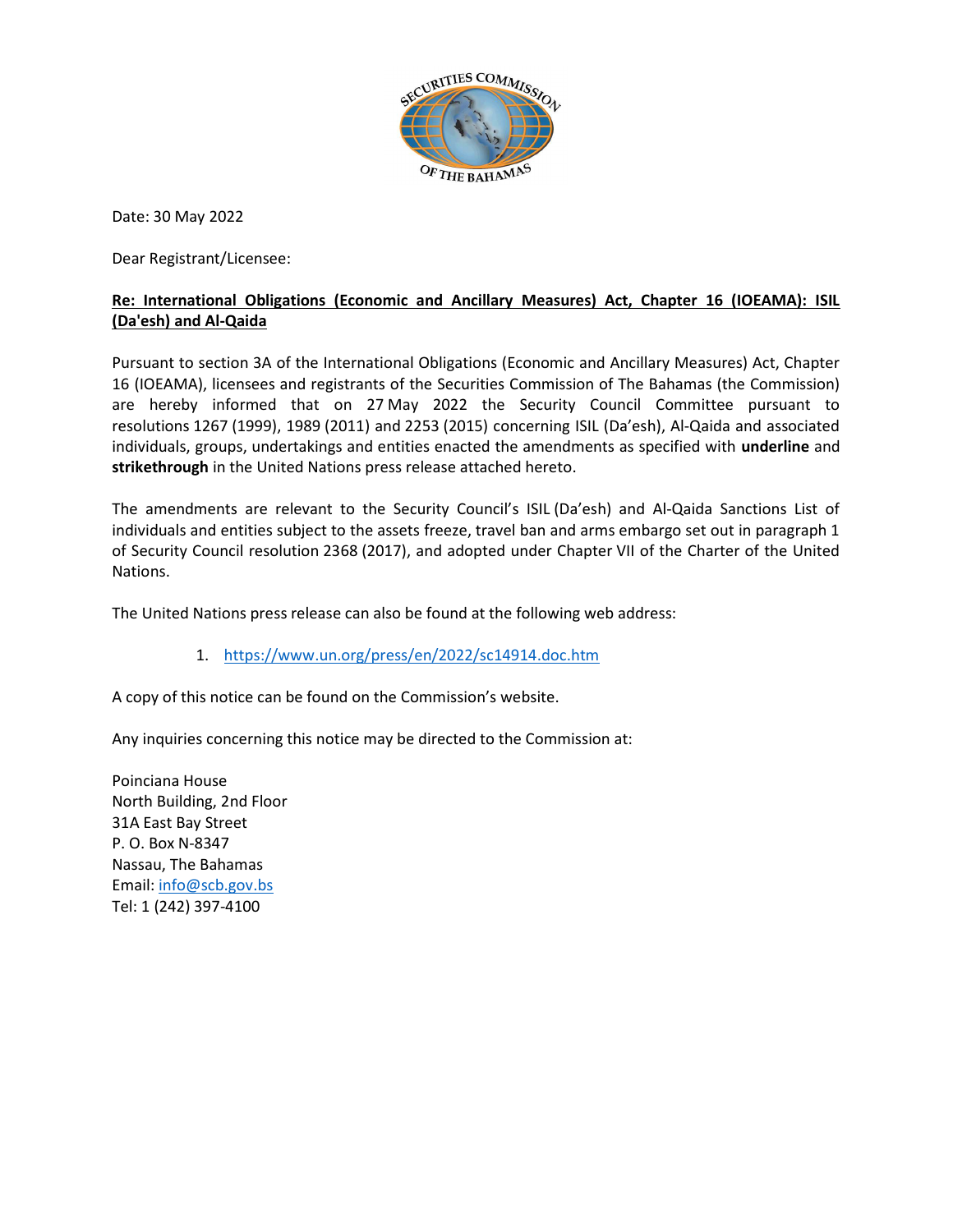Date: 30 May 2022

Dear Registrant/Licensee:

**Re: International Obligations (Economic and Ancillary Measures) Act, Chapter 16 (IOEAMA): ISIL (Da'esh) and Al-Qaida**

Pursuant to section 3A of the International Obligations (Economic and Ancillary Measures) Act, Chapter 16 (IOEAMA), licensees and registrants of the Securities Commission of The Bahamas (the Commission) are hereby informed that on 27 May 2022 the Security Council Committee pursuant to resolutions 1267 (1999), 1989 (2011) and 2253 (2015) concerning ISIL (Da'esh), Al-Qaida and associated individuals, groups, undertakings and entities enacted the amendments as specified with **underline** and **strikethrough** in the United Nations press release attached hereto.

The amendments are relevant to the Security Council's ISIL (Da'esh) and Al-Qaida Sanctions List of individuals and entities subject to the assets freeze, travel ban and arms embargo set out in paragraph 1 of Security Council resolution 2368 (2017), and adopted under Chapter VII of the Charter of the United Nations.

The United Nations press release can also be found at the following web address:

1. https://www.un.org/press/en/2022/sc14914.doc.htm

A copy of this notice can be found on the Commission's website.

Any inquiries concerning this notice may be directed to the Commission at:

Poinciana House
North Building, 2nd Floor
31A East Bay Street
P. O. Box N-8347
Nassau, The Bahamas
Email: info@scb.gov.bs
Tel: 1 (242) 397-4100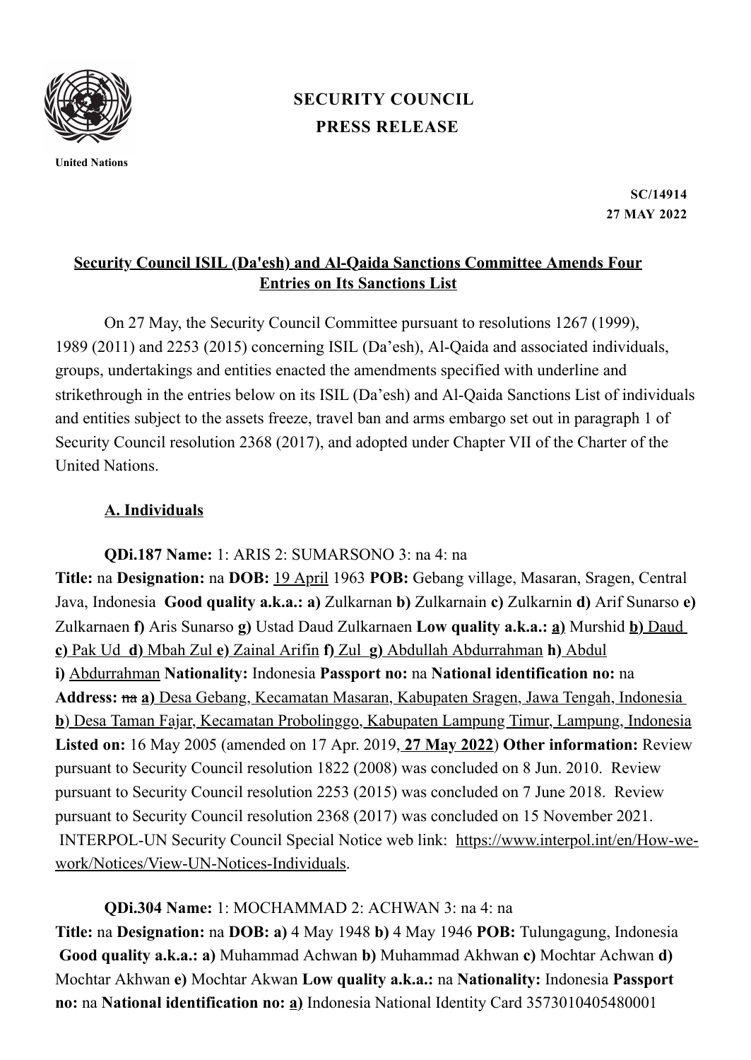**SECURITY COUNCIL**
**PRESS RELEASE**

United Nations

**SC/14914**
**27 MAY 2022**

## Security Council ISIL (Da'esh) and Al-Qaida Sanctions Committee Amends Four Entries on Its Sanctions List

On 27 May, the Security Council Committee pursuant to resolutions 1267 (1999), 1989 (2011) and 2253 (2015) concerning ISIL (Da'esh), Al-Qaida and associated individuals, groups, undertakings and entities enacted the amendments specified with underline and strikethrough in the entries below on its ISIL (Da'esh) and Al-Qaida Sanctions List of individuals and entities subject to the assets freeze, travel ban and arms embargo set out in paragraph 1 of Security Council resolution 2368 (2017), and adopted under Chapter VII of the Charter of the United Nations.

### A. Individuals

**QDi.187 Name:** 1: ARIS 2: SUMARSONO 3: na 4: na
**Title:** na **Designation:** na **DOB:** <u>19 April</u> 1963 **POB:** Gebang village, Masaran, Sragen, Central Java, Indonesia **Good quality a.k.a.: a)** Zulkarnan **b)** Zulkarnain **c)** Zulkarnin **d)** Arif Sunarso **e)** Zulkarnaen **f)** Aris Sunarso **g)** Ustad Daud Zulkarnaen **Low quality a.k.a.:** <u>a)</u> Murshid <u>b) Daud</u> <u>c) Pak Ud</u> <u>d) Mbah Zul</u> <u>e) Zainal Arifin</u> <u>f) Zul</u> <u>g) Abdullah Abdurrahman</u> <u>h) Abdul</u> <u>i) Abdurrahman</u> **Nationality:** Indonesia **Passport no:** na **National identification no:** na **Address:** ~~na~~ <u>a) Desa Gebang, Kecamatan Masaran, Kabupaten Sragen, Jawa Tengah, Indonesia</u> <u>b) Desa Taman Fajar, Kecamatan Probolinggo, Kabupaten Lampung Timur, Lampung, Indonesia</u> **Listed on:** 16 May 2005 (amended on 17 Apr. 2019<u>, 27 May 2022</u>) **Other information:** Review pursuant to Security Council resolution 1822 (2008) was concluded on 8 Jun. 2010. Review pursuant to Security Council resolution 2253 (2015) was concluded on 7 June 2018. Review pursuant to Security Council resolution 2368 (2017) was concluded on 15 November 2021. INTERPOL-UN Security Council Special Notice web link: <u>https://www.interpol.int/en/How-we-work/Notices/View-UN-Notices-Individuals</u>.

**QDi.304 Name:** 1: MOCHAMMAD 2: ACHWAN 3: na 4: na
**Title:** na **Designation:** na **DOB: a)** 4 May 1948 **b)** 4 May 1946 **POB:** Tulungagung, Indonesia **Good quality a.k.a.: a)** Muhammad Achwan **b)** Muhammad Akhwan **c)** Mochtar Achwan **d)** Mochtar Akhwan **e)** Mochtar Akwan **Low quality a.k.a.:** na **Nationality:** Indonesia **Passport no:** na **National identification no:** <u>a)</u> Indonesia National Identity Card 3573010405480001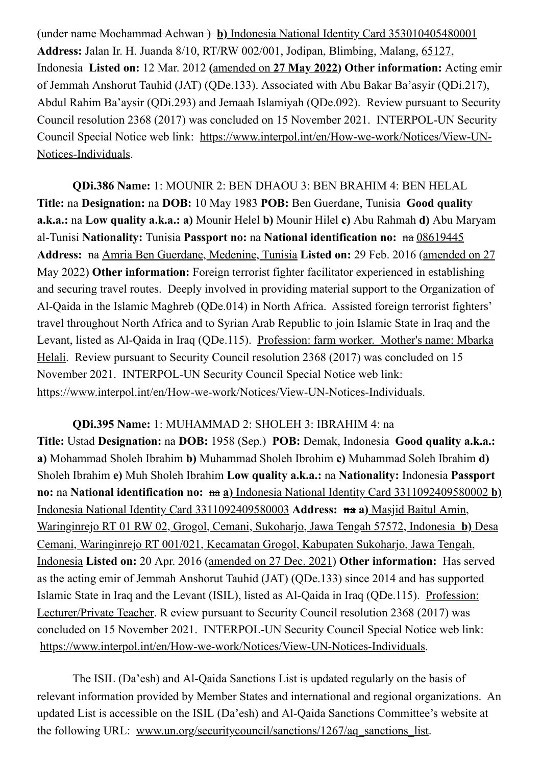~~(under name Mochammad Achwan)~~ **b)** <u>Indonesia National Identity Card 353010405480001</u> **Address:** Jalan Ir. H. Juanda 8/10, RT/RW 002/001, Jodipan, Blimbing, Malang, <u>65127</u>, Indonesia **Listed on:** 12 Mar. 2012 **(**<u>amended on</u> **<u>27 May 2022</u>) Other information:** Acting emir of Jemmah Anshorut Tauhid (JAT) (QDe.133). Associated with Abu Bakar Ba'asyir (QDi.217), Abdul Rahim Ba'aysir (QDi.293) and Jemaah Islamiyah (QDe.092). Review pursuant to Security Council resolution 2368 (2017) was concluded on 15 November 2021. INTERPOL-UN Security Council Special Notice web link: <u>https://www.interpol.int/en/How-we-work/Notices/View-UN-Notices-Individuals</u>.

**QDi.386 Name:** 1: MOUNIR 2: BEN DHAOU 3: BEN BRAHIM 4: BEN HELAL **Title:** na **Designation:** na **DOB:** 10 May 1983 **POB:** Ben Guerdane, Tunisia **Good quality a.k.a.:** na **Low quality a.k.a.: a)** Mounir Helel **b)** Mounir Hilel **c)** Abu Rahmah **d)** Abu Maryam al-Tunisi **Nationality:** Tunisia **Passport no:** na **National identification no:** ~~na~~ <u>08619445</u> **Address:** ~~na~~ <u>Amria Ben Guerdane, Medenine, Tunisia</u> **Listed on:** 29 Feb. 2016 (<u>amended on 27 May 2022</u>) **Other information:** Foreign terrorist fighter facilitator experienced in establishing and securing travel routes. Deeply involved in providing material support to the Organization of Al-Qaida in the Islamic Maghreb (QDe.014) in North Africa. Assisted foreign terrorist fighters' travel throughout North Africa and to Syrian Arab Republic to join Islamic State in Iraq and the Levant, listed as Al-Qaida in Iraq (QDe.115). <u>Profession: farm worker. Mother's name: Mbarka Helali</u>. Review pursuant to Security Council resolution 2368 (2017) was concluded on 15 November 2021. INTERPOL-UN Security Council Special Notice web link: <u>https://www.interpol.int/en/How-we-work/Notices/View-UN-Notices-Individuals</u>.

**QDi.395 Name:** 1: MUHAMMAD 2: SHOLEH 3: IBRAHIM 4: na **Title:** Ustad **Designation:** na **DOB:** 1958 (Sep.) **POB:** Demak, Indonesia **Good quality a.k.a.: a)** Mohammad Sholeh Ibrahim **b)** Muhammad Sholeh Ibrohim **c)** Muhammad Soleh Ibrahim **d)** Sholeh Ibrahim **e)** Muh Sholeh Ibrahim **Low quality a.k.a.:** na **Nationality:** Indonesia **Passport no:** na **National identification no:** ~~na~~ **<u>a)</u>** <u>Indonesia National Identity Card 3311092409580002</u> **<u>b)</u>** <u>Indonesia National Identity Card 3311092409580003</u> **Address:** ~~**na**~~ **a)** <u>Masjid Baitul Amin, Waringinrejo RT 01 RW 02, Grogol, Cemani, Sukoharjo, Jawa Tengah 57572, Indonesia</u> **<u>b)</u>** <u>Desa Cemani, Waringinrejo RT 001/021, Kecamatan Grogol, Kabupaten Sukoharjo, Jawa Tengah, Indonesia</u> **Listed on:** 20 Apr. 2016 (<u>amended on 27 Dec. 2021</u>) **Other information:** Has served as the acting emir of Jemmah Anshorut Tauhid (JAT) (QDe.133) since 2014 and has supported Islamic State in Iraq and the Levant (ISIL), listed as Al-Qaida in Iraq (QDe.115). <u>Profession: Lecturer/Private Teacher</u>. R eview pursuant to Security Council resolution 2368 (2017) was concluded on 15 November 2021. INTERPOL-UN Security Council Special Notice web link: <u>https://www.interpol.int/en/How-we-work/Notices/View-UN-Notices-Individuals</u>.

The ISIL (Da'esh) and Al-Qaida Sanctions List is updated regularly on the basis of relevant information provided by Member States and international and regional organizations. An updated List is accessible on the ISIL (Da'esh) and Al-Qaida Sanctions Committee's website at the following URL: <u>www.un.org/securitycouncil/sanctions/1267/aq_sanctions_list</u>.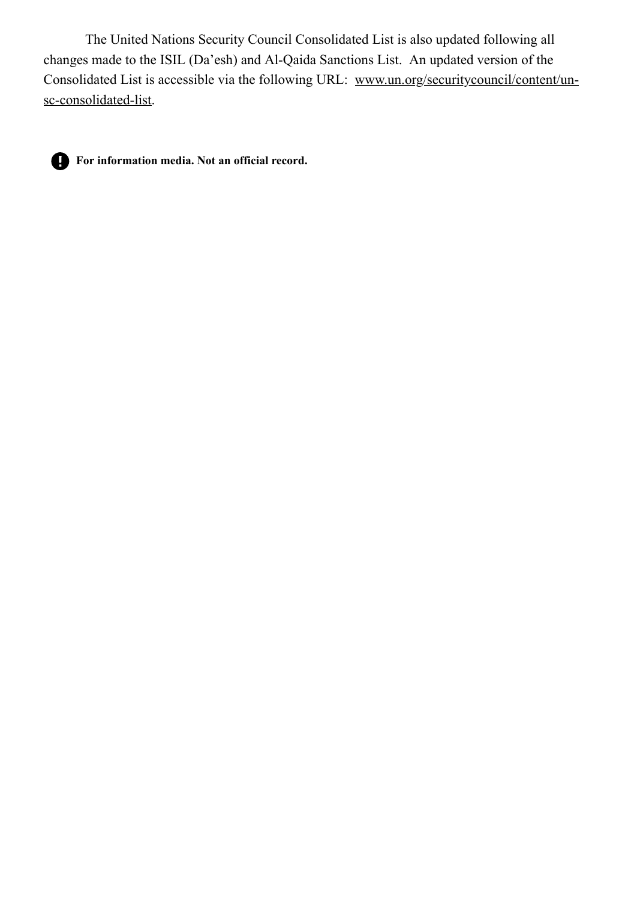The United Nations Security Council Consolidated List is also updated following all changes made to the ISIL (Da'esh) and Al-Qaida Sanctions List. An updated version of the Consolidated List is accessible via the following URL: www.un.org/securitycouncil/content/un-sc-consolidated-list.

**For information media. Not an official record.**